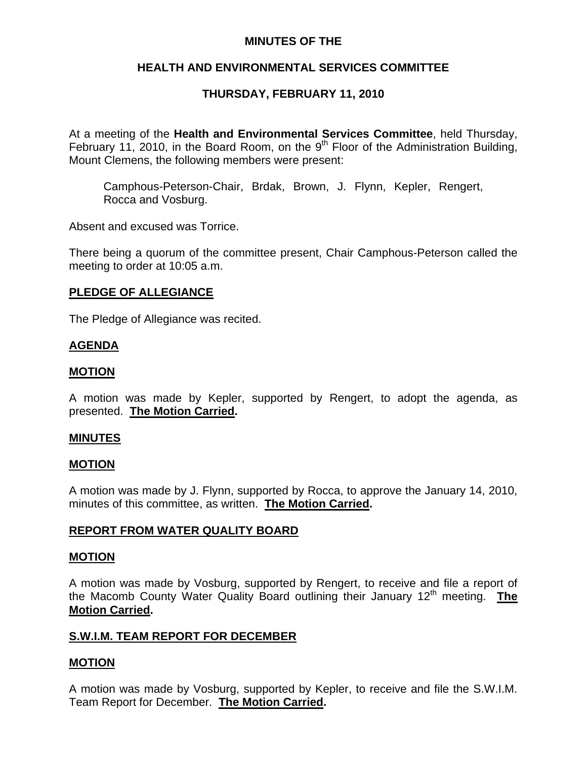# MINUTES OF THE

## HEALTH AND ENVIRONMENTAL SERVICES COMMITTEE

## THURSDAY, FEBRUARY 11, 2010

At a meeting of the **Health and Environmental Services Committee**, held Thursday, February 11, 2010, in the Board Room, on the 9th Floor of the Administration Building, Mount Clemens, the following members were present:

> Camphous-Peterson-Chair, Brdak, Brown, J. Flynn, Kepler, Rengert, Rocca and Vosburg.

Absent and excused was Torrice.

There being a quorum of the committee present, Chair Camphous-Peterson called the meeting to order at 10:05 a.m.

**PLEDGE OF ALLEGIANCE**

The Pledge of Allegiance was recited.

**AGENDA**

**MOTION**

A motion was made by Kepler, supported by Rengert, to adopt the agenda, as presented. **The Motion Carried.**

**MINUTES**

**MOTION**

A motion was made by J. Flynn, supported by Rocca, to approve the January 14, 2010, minutes of this committee, as written. **The Motion Carried.**

**REPORT FROM WATER QUALITY BOARD**

**MOTION**

A motion was made by Vosburg, supported by Rengert, to receive and file a report of the Macomb County Water Quality Board outlining their January 12th meeting. **The Motion Carried.**

**S.W.I.M. TEAM REPORT FOR DECEMBER**

**MOTION**

A motion was made by Vosburg, supported by Kepler, to receive and file the S.W.I.M. Team Report for December. **The Motion Carried.**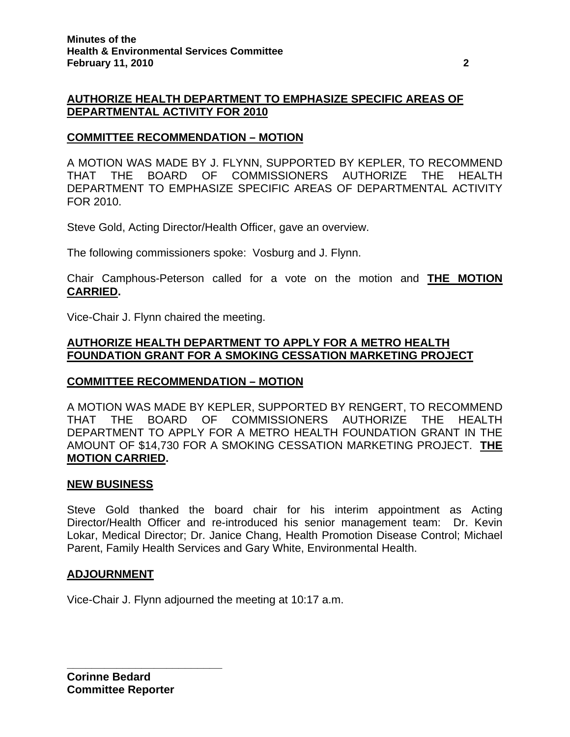**AUTHORIZE HEALTH DEPARTMENT TO EMPHASIZE SPECIFIC AREAS OF DEPARTMENTAL ACTIVITY FOR 2010**

**COMMITTEE RECOMMENDATION – MOTION**

A MOTION WAS MADE BY J. FLYNN, SUPPORTED BY KEPLER, TO RECOMMEND THAT THE BOARD OF COMMISSIONERS AUTHORIZE THE HEALTH DEPARTMENT TO EMPHASIZE SPECIFIC AREAS OF DEPARTMENTAL ACTIVITY FOR 2010.

Steve Gold, Acting Director/Health Officer, gave an overview.

The following commissioners spoke: Vosburg and J. Flynn.

Chair Camphous-Peterson called for a vote on the motion and **THE MOTION CARRIED.**

Vice-Chair J. Flynn chaired the meeting.

**AUTHORIZE HEALTH DEPARTMENT TO APPLY FOR A METRO HEALTH FOUNDATION GRANT FOR A SMOKING CESSATION MARKETING PROJECT**

**COMMITTEE RECOMMENDATION – MOTION**

A MOTION WAS MADE BY KEPLER, SUPPORTED BY RENGERT, TO RECOMMEND THAT THE BOARD OF COMMISSIONERS AUTHORIZE THE HEALTH DEPARTMENT TO APPLY FOR A METRO HEALTH FOUNDATION GRANT IN THE AMOUNT OF $14,730 FOR A SMOKING CESSATION MARKETING PROJECT. **THE MOTION CARRIED.**

**NEW BUSINESS**

Steve Gold thanked the board chair for his interim appointment as Acting Director/Health Officer and re-introduced his senior management team: Dr. Kevin Lokar, Medical Director; Dr. Janice Chang, Health Promotion Disease Control; Michael Parent, Family Health Services and Gary White, Environmental Health.

**ADJOURNMENT**

Vice-Chair J. Flynn adjourned the meeting at 10:17 a.m.

**Corinne Bedard**
**Committee Reporter**